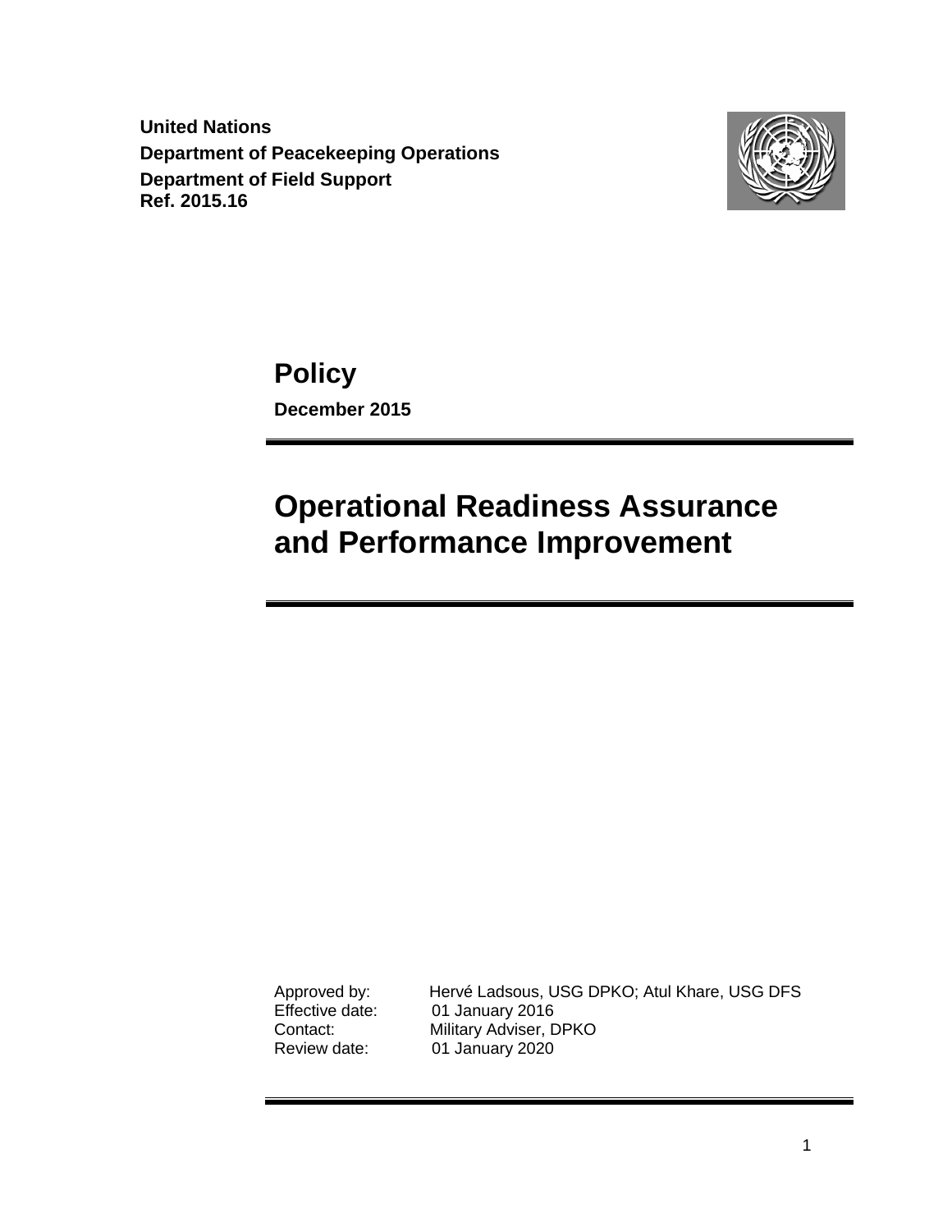**United Nations**
**Department of Peacekeeping Operations**
**Department of Field Support**
**Ref. 2015.16**

# Policy

**December 2015**

# Operational Readiness Assurance and Performance Improvement

| | |
|---|---|
| Approved by: | Hervé Ladsous, USG DPKO; Atul Khare, USG DFS |
| Effective date: | 01 January 2016 |
| Contact: | Military Adviser, DPKO |
| Review date: | 01 January 2020 |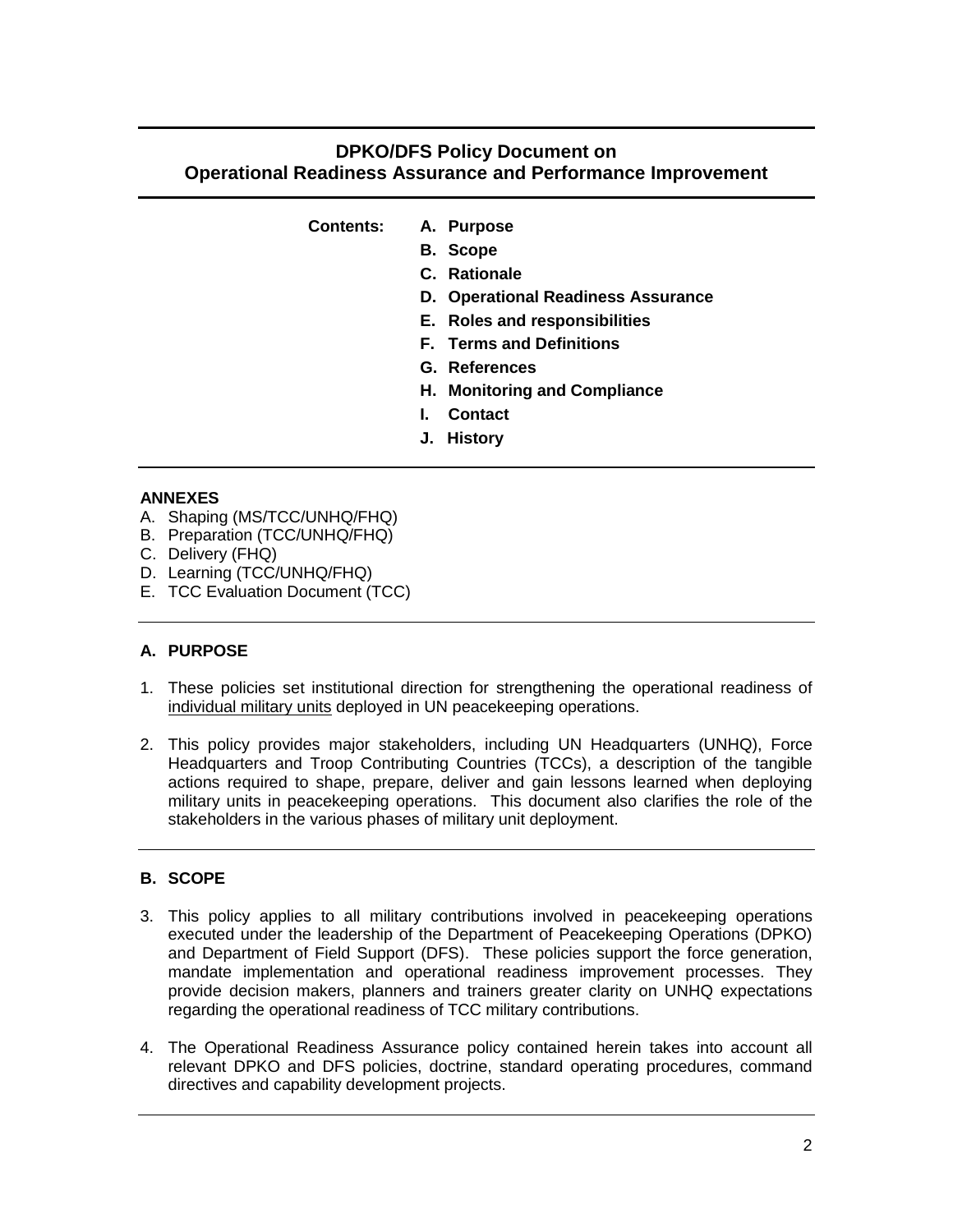# DPKO/DFS Policy Document on Operational Readiness Assurance and Performance Improvement

**Contents:**

- **A. Purpose**
- **B. Scope**
- **C. Rationale**
- **D. Operational Readiness Assurance**
- **E. Roles and responsibilities**
- **F. Terms and Definitions**
- **G. References**
- **H. Monitoring and Compliance**
- **I. Contact**
- **J. History**

**ANNEXES**

A. Shaping (MS/TCC/UNHQ/FHQ)
B. Preparation (TCC/UNHQ/FHQ)
C. Delivery (FHQ)
D. Learning (TCC/UNHQ/FHQ)
E. TCC Evaluation Document (TCC)

## A. PURPOSE

1. These policies set institutional direction for strengthening the operational readiness of <u>individual military units</u> deployed in UN peacekeeping operations.

2. This policy provides major stakeholders, including UN Headquarters (UNHQ), Force Headquarters and Troop Contributing Countries (TCCs), a description of the tangible actions required to shape, prepare, deliver and gain lessons learned when deploying military units in peacekeeping operations. This document also clarifies the role of the stakeholders in the various phases of military unit deployment.

## B. SCOPE

3. This policy applies to all military contributions involved in peacekeeping operations executed under the leadership of the Department of Peacekeeping Operations (DPKO) and Department of Field Support (DFS). These policies support the force generation, mandate implementation and operational readiness improvement processes. They provide decision makers, planners and trainers greater clarity on UNHQ expectations regarding the operational readiness of TCC military contributions.

4. The Operational Readiness Assurance policy contained herein takes into account all relevant DPKO and DFS policies, doctrine, standard operating procedures, command directives and capability development projects.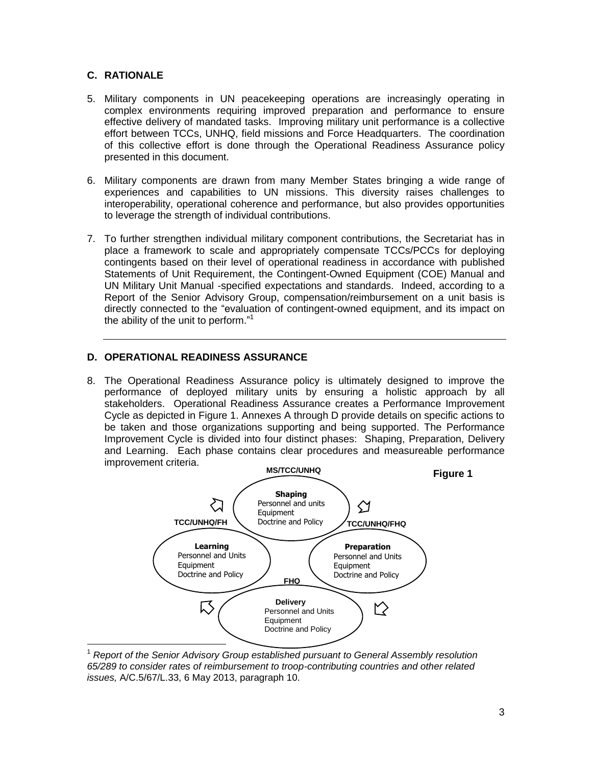## C. RATIONALE

5. Military components in UN peacekeeping operations are increasingly operating in complex environments requiring improved preparation and performance to ensure effective delivery of mandated tasks. Improving military unit performance is a collective effort between TCCs, UNHQ, field missions and Force Headquarters. The coordination of this collective effort is done through the Operational Readiness Assurance policy presented in this document.

6. Military components are drawn from many Member States bringing a wide range of experiences and capabilities to UN missions. This diversity raises challenges to interoperability, operational coherence and performance, but also provides opportunities to leverage the strength of individual contributions.

7. To further strengthen individual military component contributions, the Secretariat has in place a framework to scale and appropriately compensate TCCs/PCCs for deploying contingents based on their level of operational readiness in accordance with published Statements of Unit Requirement, the Contingent-Owned Equipment (COE) Manual and UN Military Unit Manual -specified expectations and standards. Indeed, according to a Report of the Senior Advisory Group, compensation/reimbursement on a unit basis is directly connected to the "evaluation of contingent-owned equipment, and its impact on the ability of the unit to perform."[1]

---

## D. OPERATIONAL READINESS ASSURANCE

8. The Operational Readiness Assurance policy is ultimately designed to improve the performance of deployed military units by ensuring a holistic approach by all stakeholders. Operational Readiness Assurance creates a Performance Improvement Cycle as depicted in Figure 1. Annexes A through D provide details on specific actions to be taken and those organizations supporting and being supported. The Performance Improvement Cycle is divided into four distinct phases: Shaping, Preparation, Delivery and Learning. Each phase contains clear procedures and measureable performance improvement criteria.

**Figure 1**

MS/TCC/UNHQ

**Shaping**
Personnel and units
Equipment
Doctrine and Policy

TCC/UNHQ/FHQ

**Preparation**
Personnel and Units
Equipment
Doctrine and Policy

FHQ

**Delivery**
Personnel and Units
Equipment
Doctrine and Policy

TCC/UNHQ/FH

**Learning**
Personnel and Units
Equipment
Doctrine and Policy

---

[1] *Report of the Senior Advisory Group established pursuant to General Assembly resolution 65/289 to consider rates of reimbursement to troop-contributing countries and other related issues,* A/C.5/67/L.33, 6 May 2013, paragraph 10.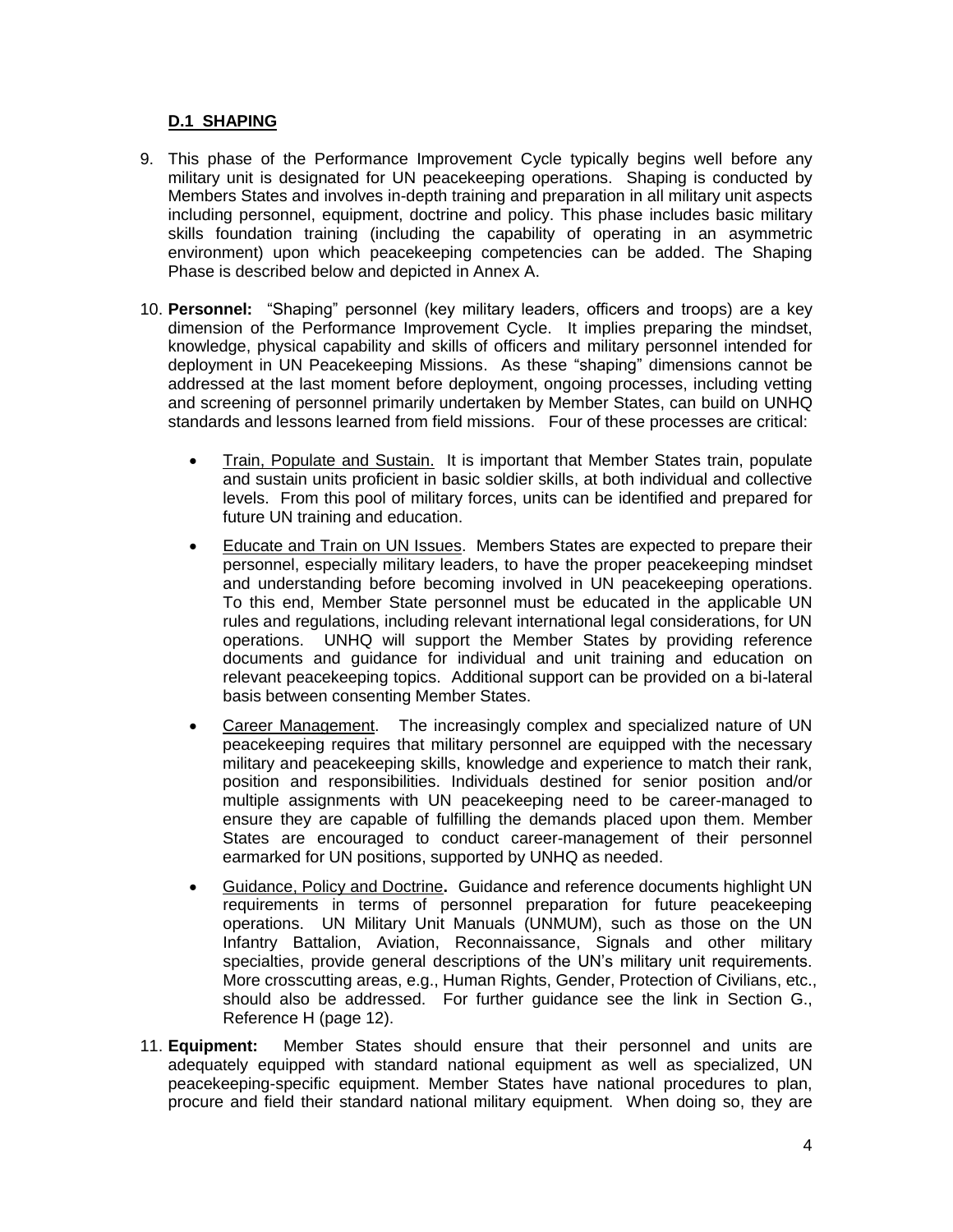## D.1 SHAPING

9. This phase of the Performance Improvement Cycle typically begins well before any military unit is designated for UN peacekeeping operations. Shaping is conducted by Members States and involves in-depth training and preparation in all military unit aspects including personnel, equipment, doctrine and policy. This phase includes basic military skills foundation training (including the capability of operating in an asymmetric environment) upon which peacekeeping competencies can be added. The Shaping Phase is described below and depicted in Annex A.

10. **Personnel:** "Shaping" personnel (key military leaders, officers and troops) are a key dimension of the Performance Improvement Cycle. It implies preparing the mindset, knowledge, physical capability and skills of officers and military personnel intended for deployment in UN Peacekeeping Missions. As these "shaping" dimensions cannot be addressed at the last moment before deployment, ongoing processes, including vetting and screening of personnel primarily undertaken by Member States, can build on UNHQ standards and lessons learned from field missions. Four of these processes are critical:

    - Train, Populate and Sustain. It is important that Member States train, populate and sustain units proficient in basic soldier skills, at both individual and collective levels. From this pool of military forces, units can be identified and prepared for future UN training and education.
    - Educate and Train on UN Issues. Members States are expected to prepare their personnel, especially military leaders, to have the proper peacekeeping mindset and understanding before becoming involved in UN peacekeeping operations. To this end, Member State personnel must be educated in the applicable UN rules and regulations, including relevant international legal considerations, for UN operations. UNHQ will support the Member States by providing reference documents and guidance for individual and unit training and education on relevant peacekeeping topics. Additional support can be provided on a bi-lateral basis between consenting Member States.
    - Career Management. The increasingly complex and specialized nature of UN peacekeeping requires that military personnel are equipped with the necessary military and peacekeeping skills, knowledge and experience to match their rank, position and responsibilities. Individuals destined for senior position and/or multiple assignments with UN peacekeeping need to be career-managed to ensure they are capable of fulfilling the demands placed upon them. Member States are encouraged to conduct career-management of their personnel earmarked for UN positions, supported by UNHQ as needed.
    - Guidance, Policy and Doctrine**.** Guidance and reference documents highlight UN requirements in terms of personnel preparation for future peacekeeping operations. UN Military Unit Manuals (UNMUM), such as those on the UN Infantry Battalion, Aviation, Reconnaissance, Signals and other military specialties, provide general descriptions of the UN's military unit requirements. More crosscutting areas, e.g., Human Rights, Gender, Protection of Civilians, etc., should also be addressed. For further guidance see the link in Section G., Reference H (page 12).

11. **Equipment:** Member States should ensure that their personnel and units are adequately equipped with standard national equipment as well as specialized, UN peacekeeping-specific equipment. Member States have national procedures to plan, procure and field their standard national military equipment. When doing so, they are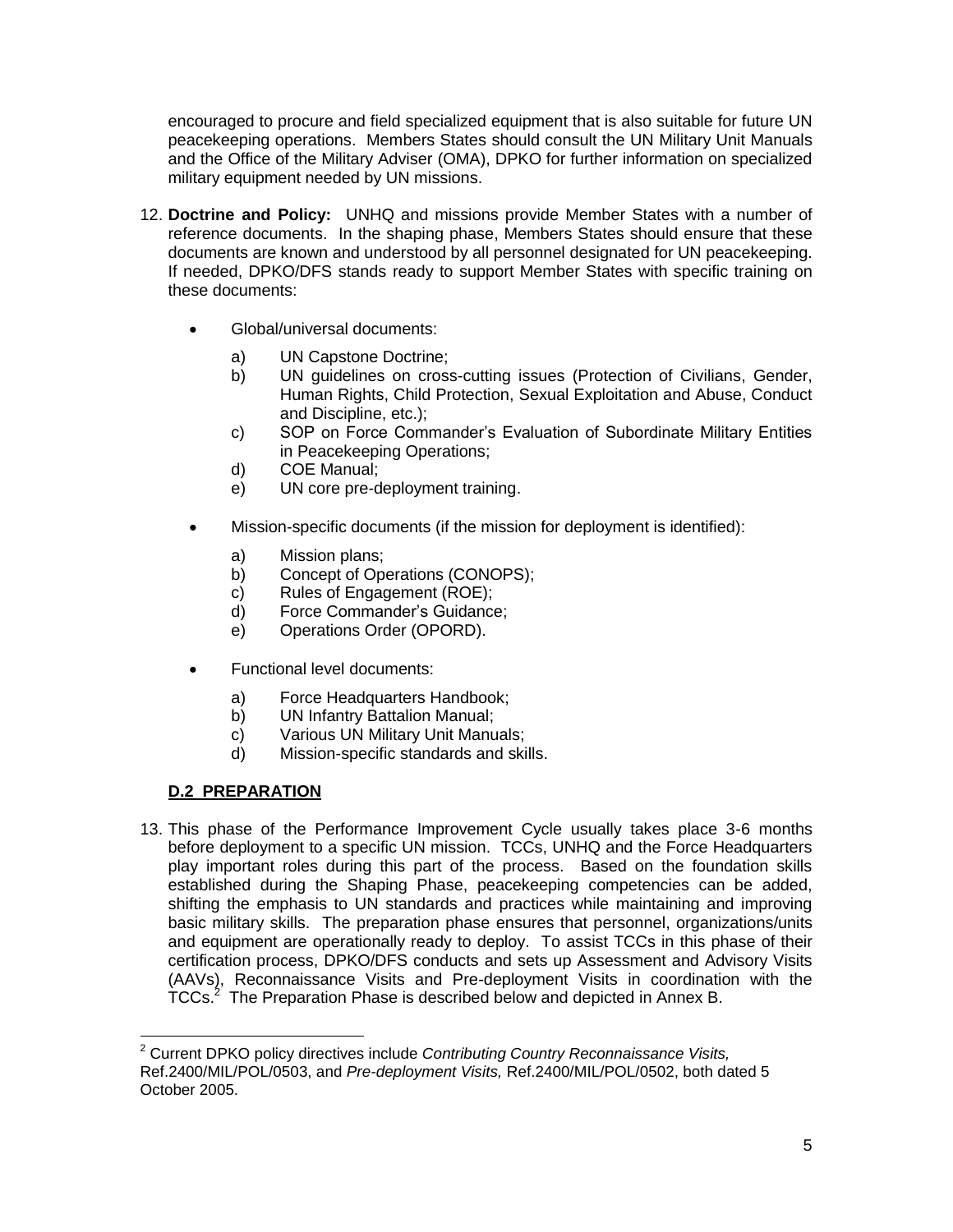encouraged to procure and field specialized equipment that is also suitable for future UN peacekeeping operations. Members States should consult the UN Military Unit Manuals and the Office of the Military Adviser (OMA), DPKO for further information on specialized military equipment needed by UN missions.

12. **Doctrine and Policy:** UNHQ and missions provide Member States with a number of reference documents. In the shaping phase, Members States should ensure that these documents are known and understood by all personnel designated for UN peacekeeping. If needed, DPKO/DFS stands ready to support Member States with specific training on these documents:

    - Global/universal documents:

        a) UN Capstone Doctrine;
        b) UN guidelines on cross-cutting issues (Protection of Civilians, Gender, Human Rights, Child Protection, Sexual Exploitation and Abuse, Conduct and Discipline, etc.);
        c) SOP on Force Commander's Evaluation of Subordinate Military Entities in Peacekeeping Operations;
        d) COE Manual;
        e) UN core pre-deployment training.

    - Mission-specific documents (if the mission for deployment is identified):

        a) Mission plans;
        b) Concept of Operations (CONOPS);
        c) Rules of Engagement (ROE);
        d) Force Commander's Guidance;
        e) Operations Order (OPORD).

    - Functional level documents:

        a) Force Headquarters Handbook;
        b) UN Infantry Battalion Manual;
        c) Various UN Military Unit Manuals;
        d) Mission-specific standards and skills.

### D.2 PREPARATION

13. This phase of the Performance Improvement Cycle usually takes place 3-6 months before deployment to a specific UN mission. TCCs, UNHQ and the Force Headquarters play important roles during this part of the process. Based on the foundation skills established during the Shaping Phase, peacekeeping competencies can be added, shifting the emphasis to UN standards and practices while maintaining and improving basic military skills. The preparation phase ensures that personnel, organizations/units and equipment are operationally ready to deploy. To assist TCCs in this phase of their certification process, DPKO/DFS conducts and sets up Assessment and Advisory Visits (AAVs), Reconnaissance Visits and Pre-deployment Visits in coordination with the TCCs.[2] The Preparation Phase is described below and depicted in Annex B.

[2] Current DPKO policy directives include *Contributing Country Reconnaissance Visits,* Ref.2400/MIL/POL/0503, and *Pre-deployment Visits,* Ref.2400/MIL/POL/0502, both dated 5 October 2005.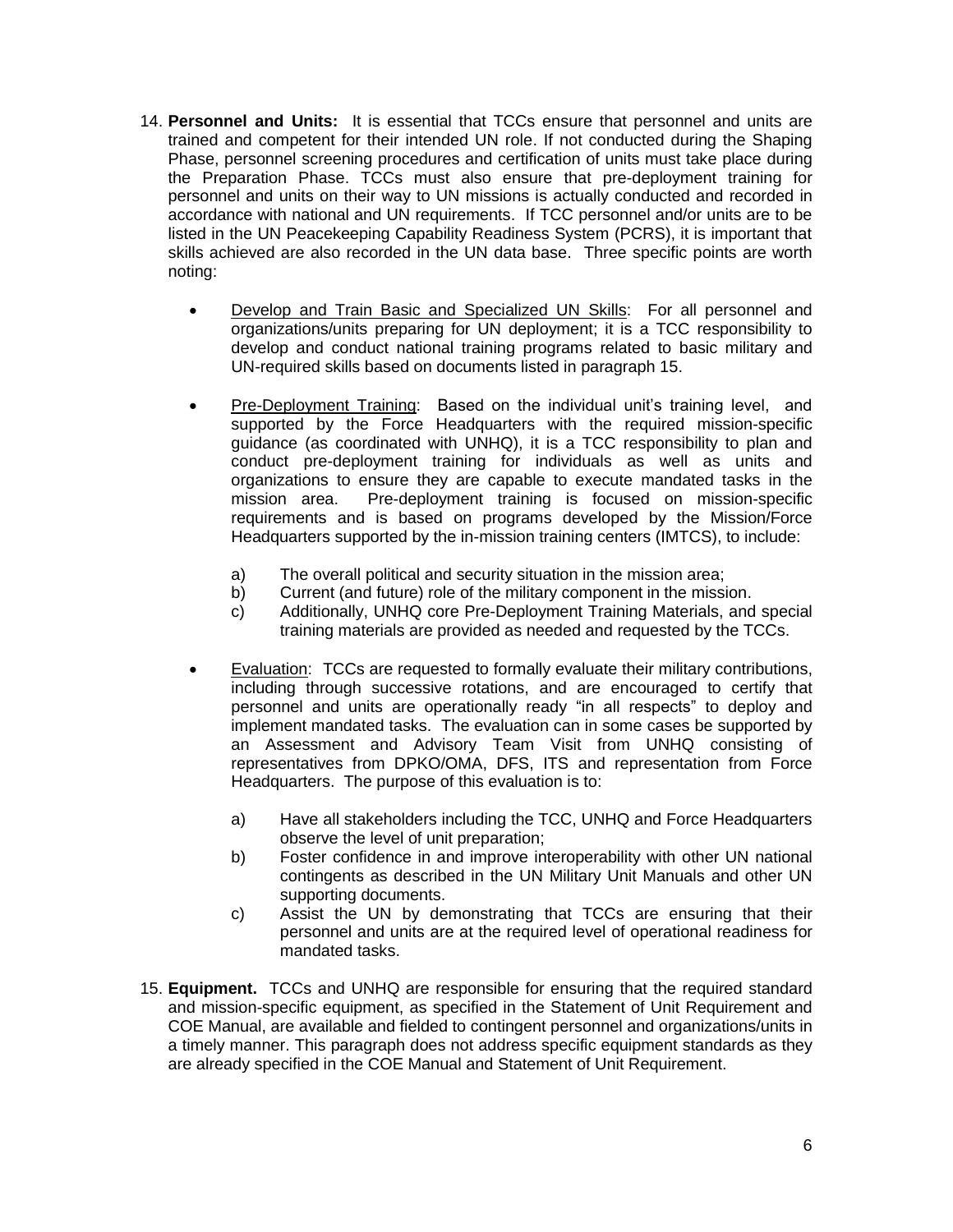14. **Personnel and Units:** It is essential that TCCs ensure that personnel and units are trained and competent for their intended UN role. If not conducted during the Shaping Phase, personnel screening procedures and certification of units must take place during the Preparation Phase. TCCs must also ensure that pre-deployment training for personnel and units on their way to UN missions is actually conducted and recorded in accordance with national and UN requirements. If TCC personnel and/or units are to be listed in the UN Peacekeeping Capability Readiness System (PCRS), it is important that skills achieved are also recorded in the UN data base. Three specific points are worth noting:

    - <u>Develop and Train Basic and Specialized UN Skills</u>: For all personnel and organizations/units preparing for UN deployment; it is a TCC responsibility to develop and conduct national training programs related to basic military and UN-required skills based on documents listed in paragraph 15.

    - <u>Pre-Deployment Training</u>: Based on the individual unit's training level, and supported by the Force Headquarters with the required mission-specific guidance (as coordinated with UNHQ), it is a TCC responsibility to plan and conduct pre-deployment training for individuals as well as units and organizations to ensure they are capable to execute mandated tasks in the mission area. Pre-deployment training is focused on mission-specific requirements and is based on programs developed by the Mission/Force Headquarters supported by the in-mission training centers (IMTCS), to include:

        a) The overall political and security situation in the mission area;
        b) Current (and future) role of the military component in the mission.
        c) Additionally, UNHQ core Pre-Deployment Training Materials, and special training materials are provided as needed and requested by the TCCs.

    - <u>Evaluation</u>: TCCs are requested to formally evaluate their military contributions, including through successive rotations, and are encouraged to certify that personnel and units are operationally ready "in all respects" to deploy and implement mandated tasks. The evaluation can in some cases be supported by an Assessment and Advisory Team Visit from UNHQ consisting of representatives from DPKO/OMA, DFS, ITS and representation from Force Headquarters. The purpose of this evaluation is to:

        a) Have all stakeholders including the TCC, UNHQ and Force Headquarters observe the level of unit preparation;
        b) Foster confidence in and improve interoperability with other UN national contingents as described in the UN Military Unit Manuals and other UN supporting documents.
        c) Assist the UN by demonstrating that TCCs are ensuring that their personnel and units are at the required level of operational readiness for mandated tasks.

15. **Equipment.** TCCs and UNHQ are responsible for ensuring that the required standard and mission-specific equipment, as specified in the Statement of Unit Requirement and COE Manual, are available and fielded to contingent personnel and organizations/units in a timely manner. This paragraph does not address specific equipment standards as they are already specified in the COE Manual and Statement of Unit Requirement.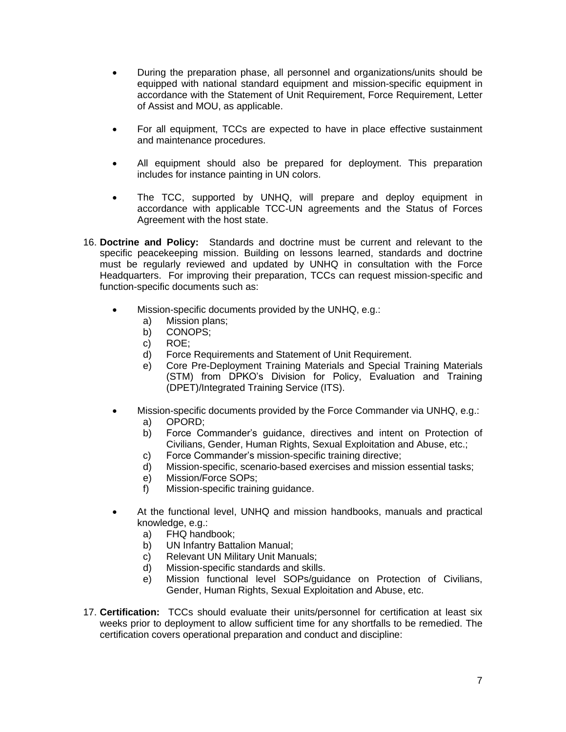- During the preparation phase, all personnel and organizations/units should be equipped with national standard equipment and mission-specific equipment in accordance with the Statement of Unit Requirement, Force Requirement, Letter of Assist and MOU, as applicable.

- For all equipment, TCCs are expected to have in place effective sustainment and maintenance procedures.

- All equipment should also be prepared for deployment. This preparation includes for instance painting in UN colors.

- The TCC, supported by UNHQ, will prepare and deploy equipment in accordance with applicable TCC-UN agreements and the Status of Forces Agreement with the host state.

16. **Doctrine and Policy:** Standards and doctrine must be current and relevant to the specific peacekeeping mission. Building on lessons learned, standards and doctrine must be regularly reviewed and updated by UNHQ in consultation with the Force Headquarters. For improving their preparation, TCCs can request mission-specific and function-specific documents such as:

    - Mission-specific documents provided by the UNHQ, e.g.:
        a) Mission plans;
        b) CONOPS;
        c) ROE;
        d) Force Requirements and Statement of Unit Requirement.
        e) Core Pre-Deployment Training Materials and Special Training Materials (STM) from DPKO's Division for Policy, Evaluation and Training (DPET)/Integrated Training Service (ITS).

    - Mission-specific documents provided by the Force Commander via UNHQ, e.g.:
        a) OPORD;
        b) Force Commander's guidance, directives and intent on Protection of Civilians, Gender, Human Rights, Sexual Exploitation and Abuse, etc.;
        c) Force Commander's mission-specific training directive;
        d) Mission-specific, scenario-based exercises and mission essential tasks;
        e) Mission/Force SOPs;
        f) Mission-specific training guidance.

    - At the functional level, UNHQ and mission handbooks, manuals and practical knowledge, e.g.:
        a) FHQ handbook;
        b) UN Infantry Battalion Manual;
        c) Relevant UN Military Unit Manuals;
        d) Mission-specific standards and skills.
        e) Mission functional level SOPs/guidance on Protection of Civilians, Gender, Human Rights, Sexual Exploitation and Abuse, etc.

17. **Certification:** TCCs should evaluate their units/personnel for certification at least six weeks prior to deployment to allow sufficient time for any shortfalls to be remedied. The certification covers operational preparation and conduct and discipline: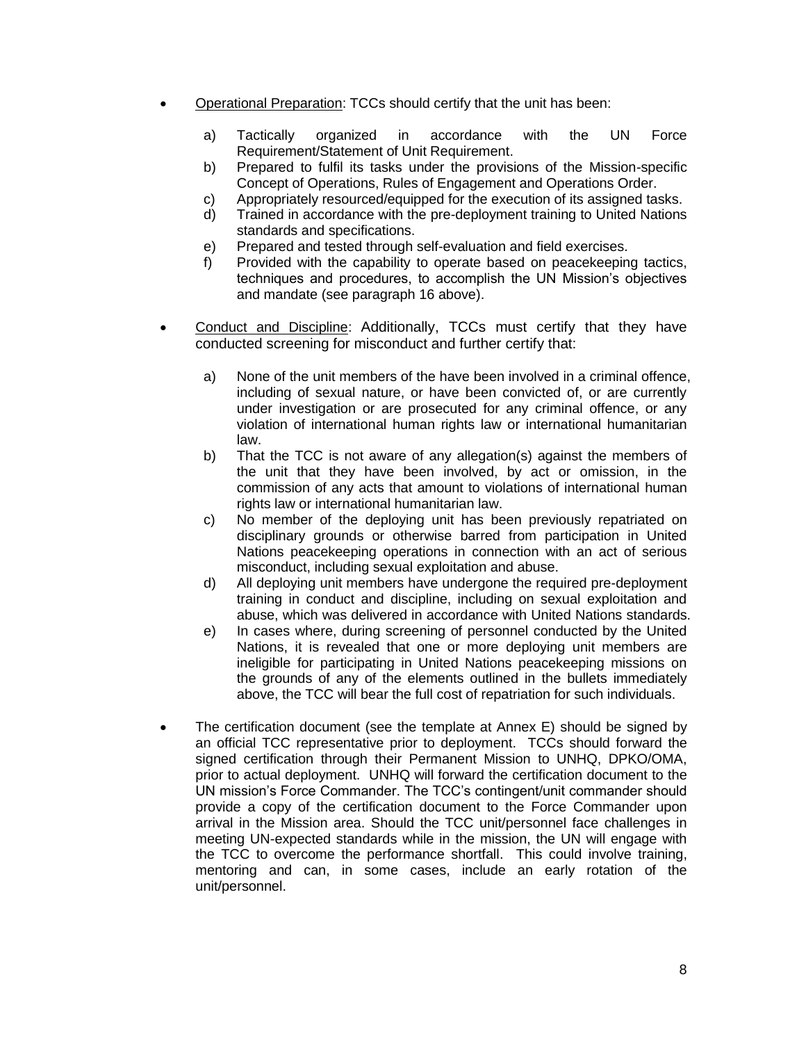- <u>Operational Preparation</u>: TCCs should certify that the unit has been:

    a) Tactically organized in accordance with the UN Force Requirement/Statement of Unit Requirement.
    b) Prepared to fulfil its tasks under the provisions of the Mission-specific Concept of Operations, Rules of Engagement and Operations Order.
    c) Appropriately resourced/equipped for the execution of its assigned tasks.
    d) Trained in accordance with the pre-deployment training to United Nations standards and specifications.
    e) Prepared and tested through self-evaluation and field exercises.
    f) Provided with the capability to operate based on peacekeeping tactics, techniques and procedures, to accomplish the UN Mission's objectives and mandate (see paragraph 16 above).

- <u>Conduct and Discipline</u>: Additionally, TCCs must certify that they have conducted screening for misconduct and further certify that:

    a) None of the unit members of the have been involved in a criminal offence, including of sexual nature, or have been convicted of, or are currently under investigation or are prosecuted for any criminal offence, or any violation of international human rights law or international humanitarian law.
    b) That the TCC is not aware of any allegation(s) against the members of the unit that they have been involved, by act or omission, in the commission of any acts that amount to violations of international human rights law or international humanitarian law.
    c) No member of the deploying unit has been previously repatriated on disciplinary grounds or otherwise barred from participation in United Nations peacekeeping operations in connection with an act of serious misconduct, including sexual exploitation and abuse.
    d) All deploying unit members have undergone the required pre-deployment training in conduct and discipline, including on sexual exploitation and abuse, which was delivered in accordance with United Nations standards.
    e) In cases where, during screening of personnel conducted by the United Nations, it is revealed that one or more deploying unit members are ineligible for participating in United Nations peacekeeping missions on the grounds of any of the elements outlined in the bullets immediately above, the TCC will bear the full cost of repatriation for such individuals.

- The certification document (see the template at Annex E) should be signed by an official TCC representative prior to deployment. TCCs should forward the signed certification through their Permanent Mission to UNHQ, DPKO/OMA, prior to actual deployment. UNHQ will forward the certification document to the UN mission's Force Commander. The TCC's contingent/unit commander should provide a copy of the certification document to the Force Commander upon arrival in the Mission area. Should the TCC unit/personnel face challenges in meeting UN-expected standards while in the mission, the UN will engage with the TCC to overcome the performance shortfall. This could involve training, mentoring and can, in some cases, include an early rotation of the unit/personnel.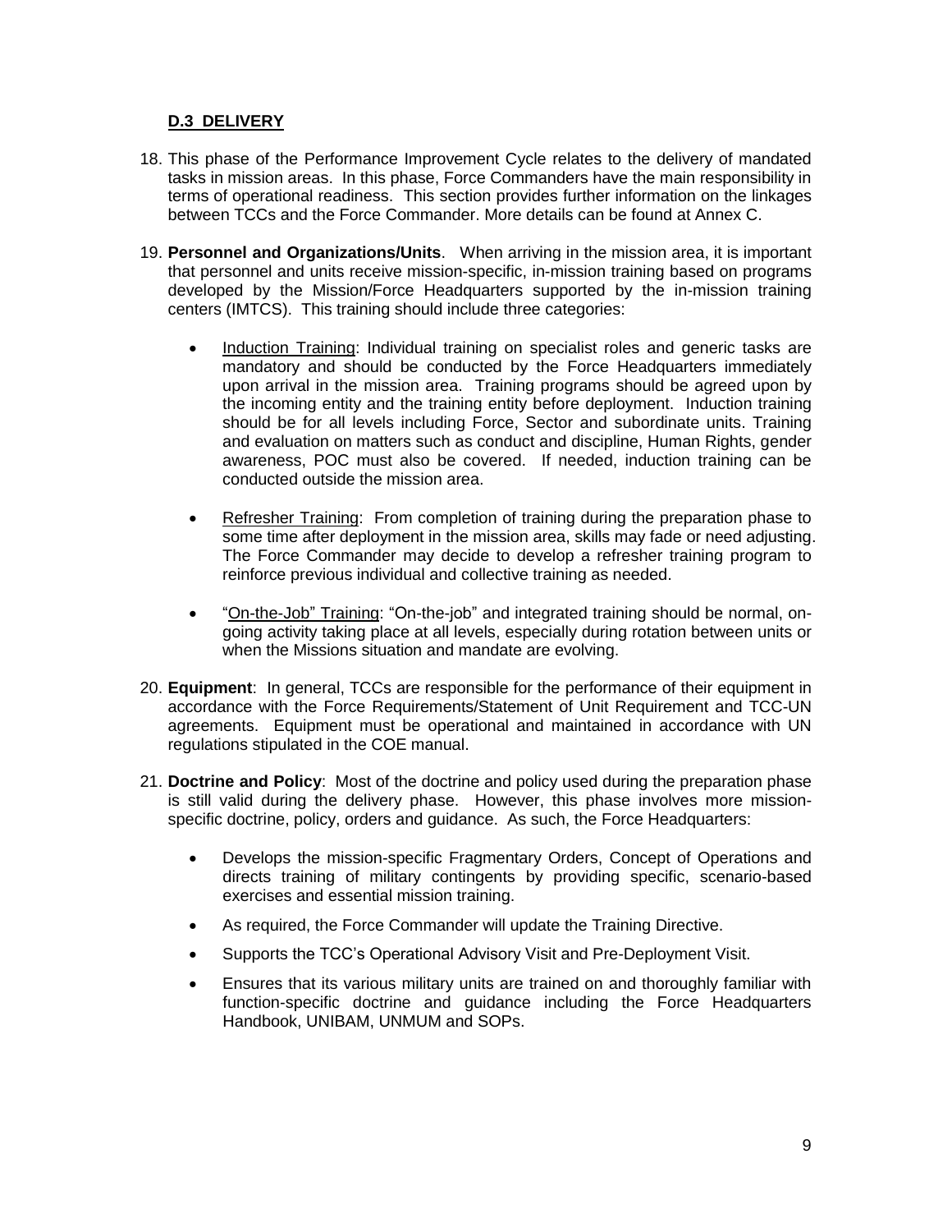### D.3 DELIVERY

18. This phase of the Performance Improvement Cycle relates to the delivery of mandated tasks in mission areas. In this phase, Force Commanders have the main responsibility in terms of operational readiness. This section provides further information on the linkages between TCCs and the Force Commander. More details can be found at Annex C.

19. **Personnel and Organizations/Units**. When arriving in the mission area, it is important that personnel and units receive mission-specific, in-mission training based on programs developed by the Mission/Force Headquarters supported by the in-mission training centers (IMTCS). This training should include three categories:

    - Induction Training: Individual training on specialist roles and generic tasks are mandatory and should be conducted by the Force Headquarters immediately upon arrival in the mission area. Training programs should be agreed upon by the incoming entity and the training entity before deployment. Induction training should be for all levels including Force, Sector and subordinate units. Training and evaluation on matters such as conduct and discipline, Human Rights, gender awareness, POC must also be covered. If needed, induction training can be conducted outside the mission area.

    - Refresher Training: From completion of training during the preparation phase to some time after deployment in the mission area, skills may fade or need adjusting. The Force Commander may decide to develop a refresher training program to reinforce previous individual and collective training as needed.

    - "On-the-Job" Training: "On-the-job" and integrated training should be normal, on-going activity taking place at all levels, especially during rotation between units or when the Missions situation and mandate are evolving.

20. **Equipment**: In general, TCCs are responsible for the performance of their equipment in accordance with the Force Requirements/Statement of Unit Requirement and TCC-UN agreements. Equipment must be operational and maintained in accordance with UN regulations stipulated in the COE manual.

21. **Doctrine and Policy**: Most of the doctrine and policy used during the preparation phase is still valid during the delivery phase. However, this phase involves more mission-specific doctrine, policy, orders and guidance. As such, the Force Headquarters:

    - Develops the mission-specific Fragmentary Orders, Concept of Operations and directs training of military contingents by providing specific, scenario-based exercises and essential mission training.
    - As required, the Force Commander will update the Training Directive.
    - Supports the TCC's Operational Advisory Visit and Pre-Deployment Visit.
    - Ensures that its various military units are trained on and thoroughly familiar with function-specific doctrine and guidance including the Force Headquarters Handbook, UNIBAM, UNMUM and SOPs.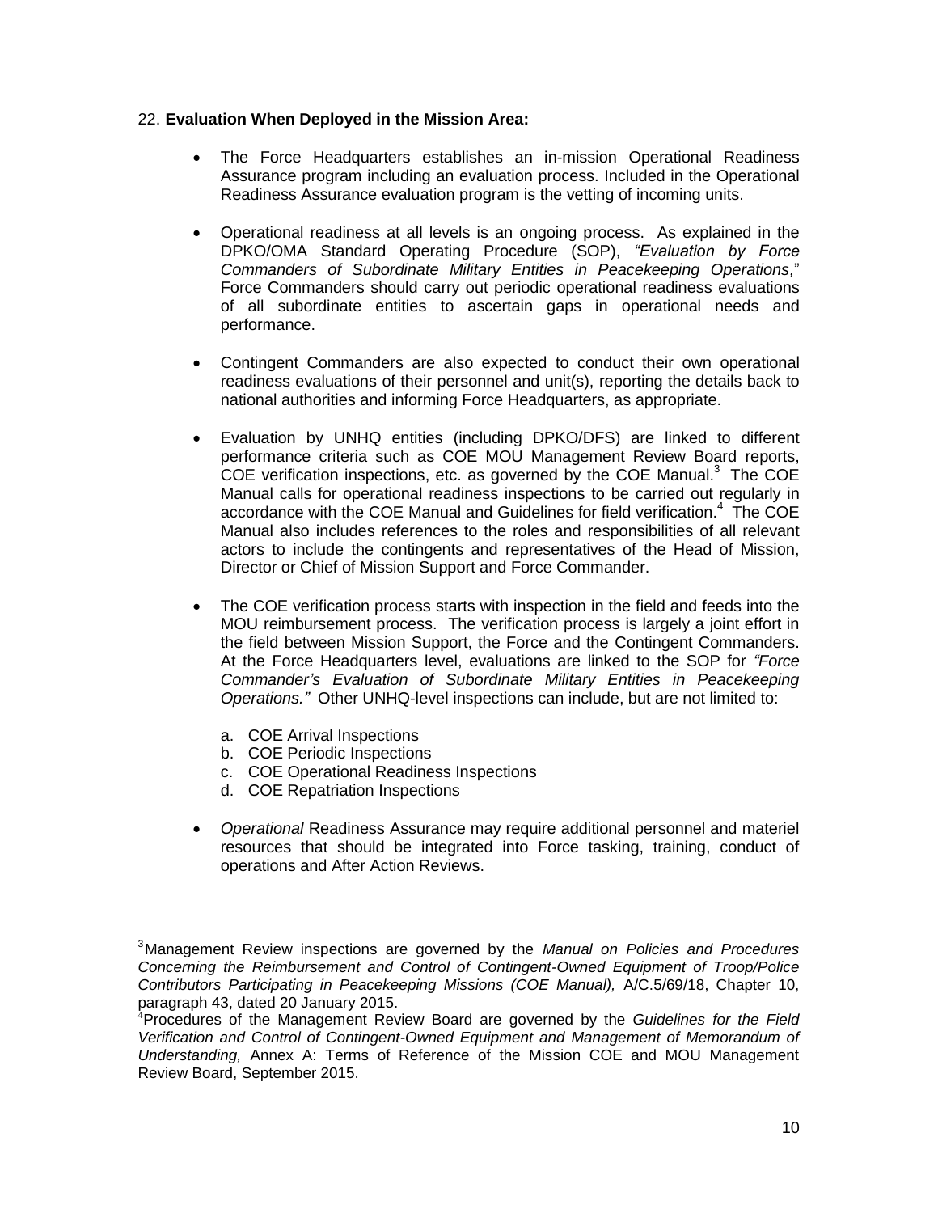22. **Evaluation When Deployed in the Mission Area:**

- The Force Headquarters establishes an in-mission Operational Readiness Assurance program including an evaluation process. Included in the Operational Readiness Assurance evaluation program is the vetting of incoming units.

- Operational readiness at all levels is an ongoing process. As explained in the DPKO/OMA Standard Operating Procedure (SOP), *"Evaluation by Force Commanders of Subordinate Military Entities in Peacekeeping Operations,"* Force Commanders should carry out periodic operational readiness evaluations of all subordinate entities to ascertain gaps in operational needs and performance.

- Contingent Commanders are also expected to conduct their own operational readiness evaluations of their personnel and unit(s), reporting the details back to national authorities and informing Force Headquarters, as appropriate.

- Evaluation by UNHQ entities (including DPKO/DFS) are linked to different performance criteria such as COE MOU Management Review Board reports, COE verification inspections, etc. as governed by the COE Manual.[3] The COE Manual calls for operational readiness inspections to be carried out regularly in accordance with the COE Manual and Guidelines for field verification.[4] The COE Manual also includes references to the roles and responsibilities of all relevant actors to include the contingents and representatives of the Head of Mission, Director or Chief of Mission Support and Force Commander.

- The COE verification process starts with inspection in the field and feeds into the MOU reimbursement process. The verification process is largely a joint effort in the field between Mission Support, the Force and the Contingent Commanders. At the Force Headquarters level, evaluations are linked to the SOP for *"Force Commander's Evaluation of Subordinate Military Entities in Peacekeeping Operations."* Other UNHQ-level inspections can include, but are not limited to:

  a. COE Arrival Inspections
  b. COE Periodic Inspections
  c. COE Operational Readiness Inspections
  d. COE Repatriation Inspections

- *Operational* Readiness Assurance may require additional personnel and materiel resources that should be integrated into Force tasking, training, conduct of operations and After Action Reviews.

---

[3] Management Review inspections are governed by the *Manual on Policies and Procedures Concerning the Reimbursement and Control of Contingent-Owned Equipment of Troop/Police Contributors Participating in Peacekeeping Missions (COE Manual),* A/C.5/69/18, Chapter 10, paragraph 43, dated 20 January 2015.

[4] Procedures of the Management Review Board are governed by the *Guidelines for the Field Verification and Control of Contingent-Owned Equipment and Management of Memorandum of Understanding,* Annex A: Terms of Reference of the Mission COE and MOU Management Review Board, September 2015.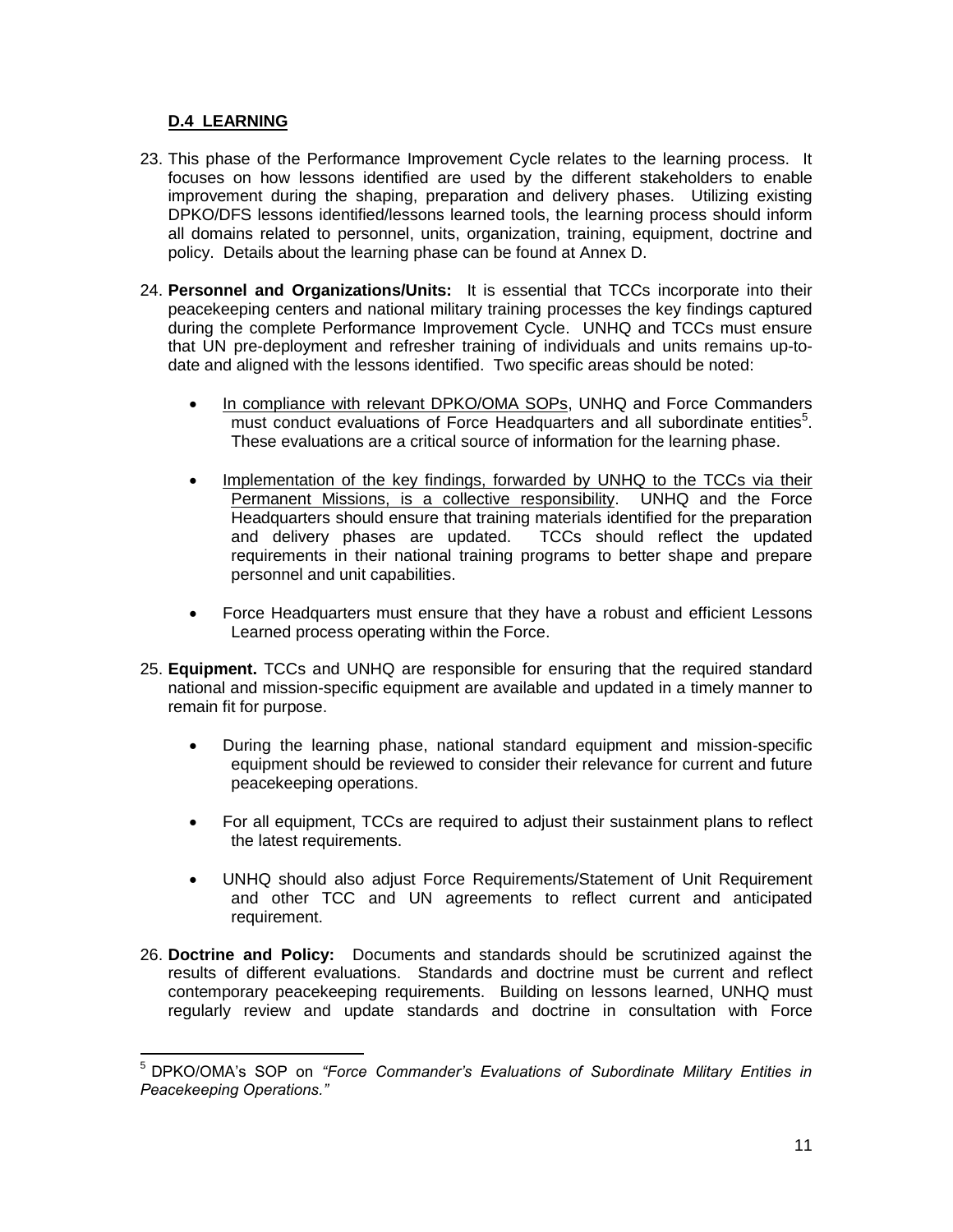### D.4 LEARNING

23. This phase of the Performance Improvement Cycle relates to the learning process. It focuses on how lessons identified are used by the different stakeholders to enable improvement during the shaping, preparation and delivery phases. Utilizing existing DPKO/DFS lessons identified/lessons learned tools, the learning process should inform all domains related to personnel, units, organization, training, equipment, doctrine and policy. Details about the learning phase can be found at Annex D.

24. **Personnel and Organizations/Units:** It is essential that TCCs incorporate into their peacekeeping centers and national military training processes the key findings captured during the complete Performance Improvement Cycle. UNHQ and TCCs must ensure that UN pre-deployment and refresher training of individuals and units remains up-to-date and aligned with the lessons identified. Two specific areas should be noted:

    - In compliance with relevant DPKO/OMA SOPs, UNHQ and Force Commanders must conduct evaluations of Force Headquarters and all subordinate entities[5]. These evaluations are a critical source of information for the learning phase.

    - Implementation of the key findings, forwarded by UNHQ to the TCCs via their Permanent Missions, is a collective responsibility. UNHQ and the Force Headquarters should ensure that training materials identified for the preparation and delivery phases are updated. TCCs should reflect the updated requirements in their national training programs to better shape and prepare personnel and unit capabilities.

    - Force Headquarters must ensure that they have a robust and efficient Lessons Learned process operating within the Force.

25. **Equipment.** TCCs and UNHQ are responsible for ensuring that the required standard national and mission-specific equipment are available and updated in a timely manner to remain fit for purpose.

    - During the learning phase, national standard equipment and mission-specific equipment should be reviewed to consider their relevance for current and future peacekeeping operations.

    - For all equipment, TCCs are required to adjust their sustainment plans to reflect the latest requirements.

    - UNHQ should also adjust Force Requirements/Statement of Unit Requirement and other TCC and UN agreements to reflect current and anticipated requirement.

26. **Doctrine and Policy:** Documents and standards should be scrutinized against the results of different evaluations. Standards and doctrine must be current and reflect contemporary peacekeeping requirements. Building on lessons learned, UNHQ must regularly review and update standards and doctrine in consultation with Force

---

[5] DPKO/OMA's SOP on *"Force Commander's Evaluations of Subordinate Military Entities in Peacekeeping Operations."*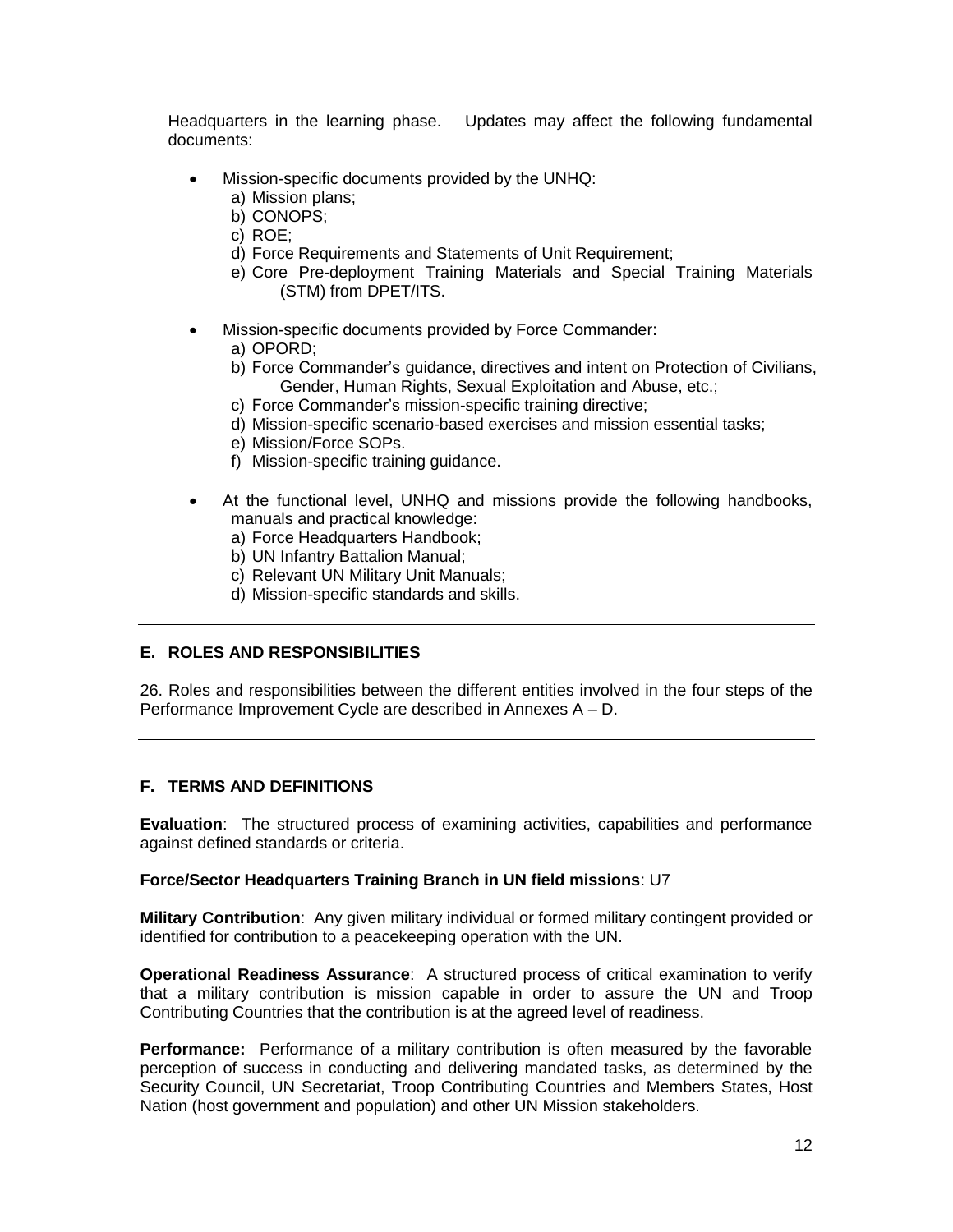Headquarters in the learning phase. Updates may affect the following fundamental documents:

- Mission-specific documents provided by the UNHQ:
  a) Mission plans;
  b) CONOPS;
  c) ROE;
  d) Force Requirements and Statements of Unit Requirement;
  e) Core Pre-deployment Training Materials and Special Training Materials (STM) from DPET/ITS.

- Mission-specific documents provided by Force Commander:
  a) OPORD;
  b) Force Commander's guidance, directives and intent on Protection of Civilians, Gender, Human Rights, Sexual Exploitation and Abuse, etc.;
  c) Force Commander's mission-specific training directive;
  d) Mission-specific scenario-based exercises and mission essential tasks;
  e) Mission/Force SOPs.
  f) Mission-specific training guidance.

- At the functional level, UNHQ and missions provide the following handbooks, manuals and practical knowledge:
  a) Force Headquarters Handbook;
  b) UN Infantry Battalion Manual;
  c) Relevant UN Military Unit Manuals;
  d) Mission-specific standards and skills.

---

## E. ROLES AND RESPONSIBILITIES

26. Roles and responsibilities between the different entities involved in the four steps of the Performance Improvement Cycle are described in Annexes A – D.

---

## F. TERMS AND DEFINITIONS

**Evaluation**: The structured process of examining activities, capabilities and performance against defined standards or criteria.

**Force/Sector Headquarters Training Branch in UN field missions**: U7

**Military Contribution**: Any given military individual or formed military contingent provided or identified for contribution to a peacekeeping operation with the UN.

**Operational Readiness Assurance**: A structured process of critical examination to verify that a military contribution is mission capable in order to assure the UN and Troop Contributing Countries that the contribution is at the agreed level of readiness.

**Performance:** Performance of a military contribution is often measured by the favorable perception of success in conducting and delivering mandated tasks, as determined by the Security Council, UN Secretariat, Troop Contributing Countries and Members States, Host Nation (host government and population) and other UN Mission stakeholders.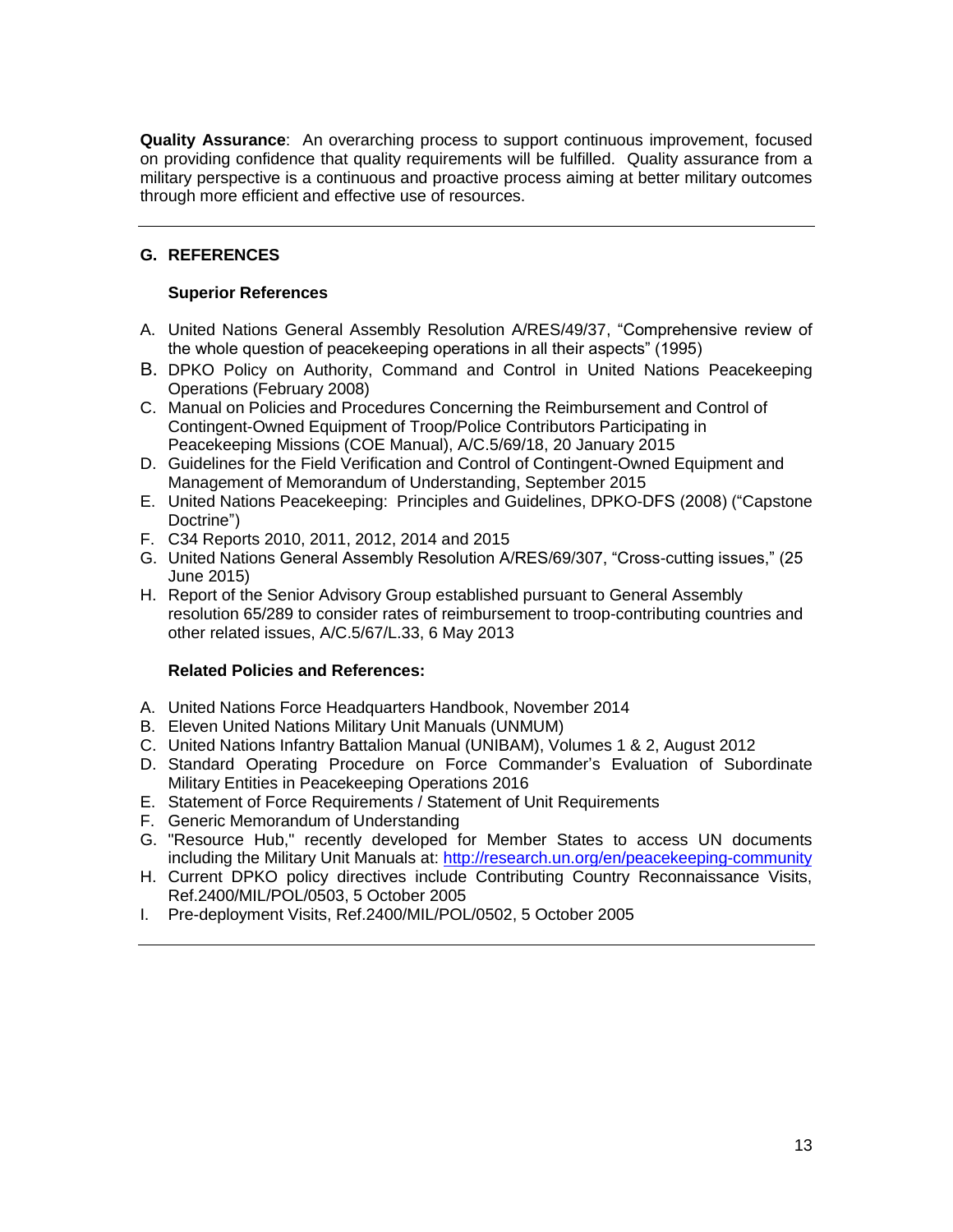**Quality Assurance**: An overarching process to support continuous improvement, focused on providing confidence that quality requirements will be fulfilled. Quality assurance from a military perspective is a continuous and proactive process aiming at better military outcomes through more efficient and effective use of resources.

---

## G. REFERENCES

**Superior References**

A. United Nations General Assembly Resolution A/RES/49/37, "Comprehensive review of the whole question of peacekeeping operations in all their aspects" (1995)
B. DPKO Policy on Authority, Command and Control in United Nations Peacekeeping Operations (February 2008)
C. Manual on Policies and Procedures Concerning the Reimbursement and Control of Contingent-Owned Equipment of Troop/Police Contributors Participating in Peacekeeping Missions (COE Manual), A/C.5/69/18, 20 January 2015
D. Guidelines for the Field Verification and Control of Contingent-Owned Equipment and Management of Memorandum of Understanding, September 2015
E. United Nations Peacekeeping: Principles and Guidelines, DPKO-DFS (2008) ("Capstone Doctrine")
F. C34 Reports 2010, 2011, 2012, 2014 and 2015
G. United Nations General Assembly Resolution A/RES/69/307, "Cross-cutting issues," (25 June 2015)
H. Report of the Senior Advisory Group established pursuant to General Assembly resolution 65/289 to consider rates of reimbursement to troop-contributing countries and other related issues, A/C.5/67/L.33, 6 May 2013

**Related Policies and References:**

A. United Nations Force Headquarters Handbook, November 2014
B. Eleven United Nations Military Unit Manuals (UNMUM)
C. United Nations Infantry Battalion Manual (UNIBAM), Volumes 1 & 2, August 2012
D. Standard Operating Procedure on Force Commander's Evaluation of Subordinate Military Entities in Peacekeeping Operations 2016
E. Statement of Force Requirements / Statement of Unit Requirements
F. Generic Memorandum of Understanding
G. "Resource Hub," recently developed for Member States to access UN documents including the Military Unit Manuals at: http://research.un.org/en/peacekeeping-community
H. Current DPKO policy directives include Contributing Country Reconnaissance Visits, Ref.2400/MIL/POL/0503, 5 October 2005
I. Pre-deployment Visits, Ref.2400/MIL/POL/0502, 5 October 2005

---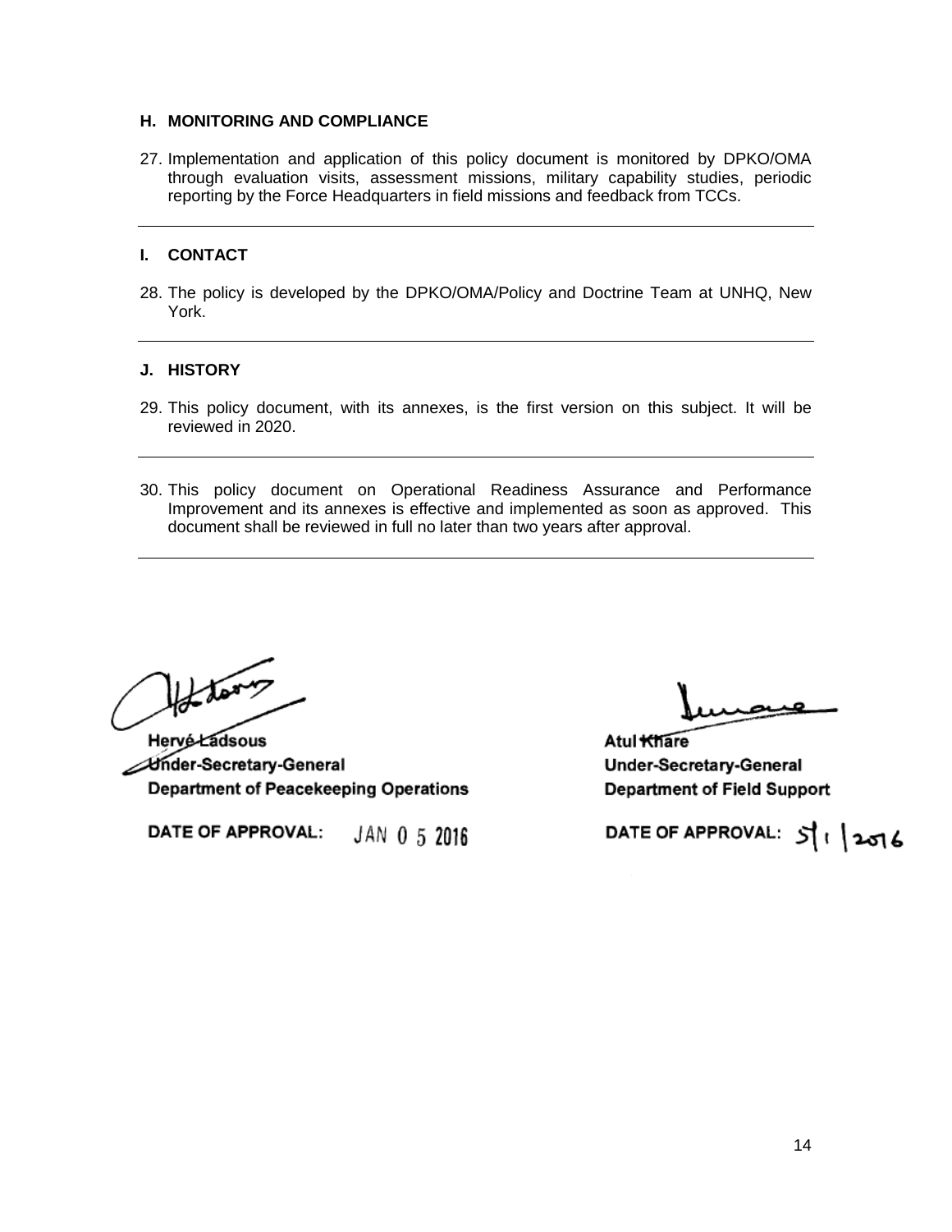## H. MONITORING AND COMPLIANCE

27. Implementation and application of this policy document is monitored by DPKO/OMA through evaluation visits, assessment missions, military capability studies, periodic reporting by the Force Headquarters in field missions and feedback from TCCs.

---

## I. CONTACT

28. The policy is developed by the DPKO/OMA/Policy and Doctrine Team at UNHQ, New York.

---

## J. HISTORY

29. This policy document, with its annexes, is the first version on this subject. It will be reviewed in 2020.

---

30. This policy document on Operational Readiness Assurance and Performance Improvement and its annexes is effective and implemented as soon as approved. This document shall be reviewed in full no later than two years after approval.

---

**Hervé Ladsous**
**Under-Secretary-General**
**Department of Peacekeeping Operations**

**DATE OF APPROVAL:** JAN 0 5 2016

**Atul Khare**
**Under-Secretary-General**
**Department of Field Support**

**DATE OF APPROVAL:** 5|1|2016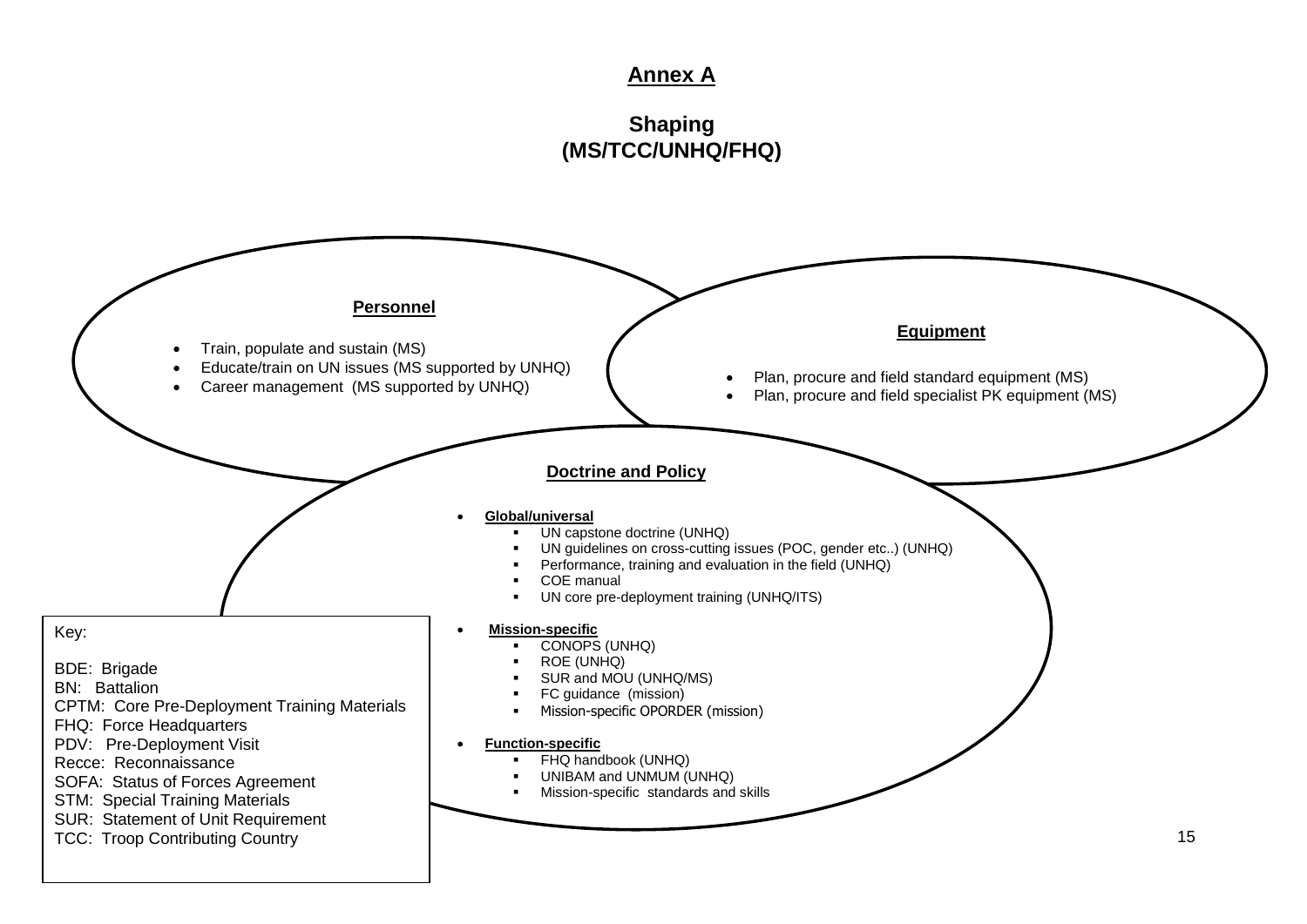# Annex A

## Shaping (MS/TCC/UNHQ/FHQ)

### Personnel

- Train, populate and sustain (MS)
- Educate/train on UN issues (MS supported by UNHQ)
- Career management (MS supported by UNHQ)

### Equipment

- Plan, procure and field standard equipment (MS)
- Plan, procure and field specialist PK equipment (MS)

### Doctrine and Policy

- **Global/universal**
  - UN capstone doctrine (UNHQ)
  - UN guidelines on cross-cutting issues (POC, gender etc..) (UNHQ)
  - Performance, training and evaluation in the field (UNHQ)
  - COE manual
  - UN core pre-deployment training (UNHQ/ITS)
- **Mission-specific**
  - CONOPS (UNHQ)
  - ROE (UNHQ)
  - SUR and MOU (UNHQ/MS)
  - FC guidance (mission)
  - Mission-specific OPORDER (mission)
- **Function-specific**
  - FHQ handbook (UNHQ)
  - UNIBAM and UNMUM (UNHQ)
  - Mission-specific standards and skills

Key:

BDE: Brigade
BN: Battalion
CPTM: Core Pre-Deployment Training Materials
FHQ: Force Headquarters
PDV: Pre-Deployment Visit
Recce: Reconnaissance
SOFA: Status of Forces Agreement
STM: Special Training Materials
SUR: Statement of Unit Requirement
TCC: Troop Contributing Country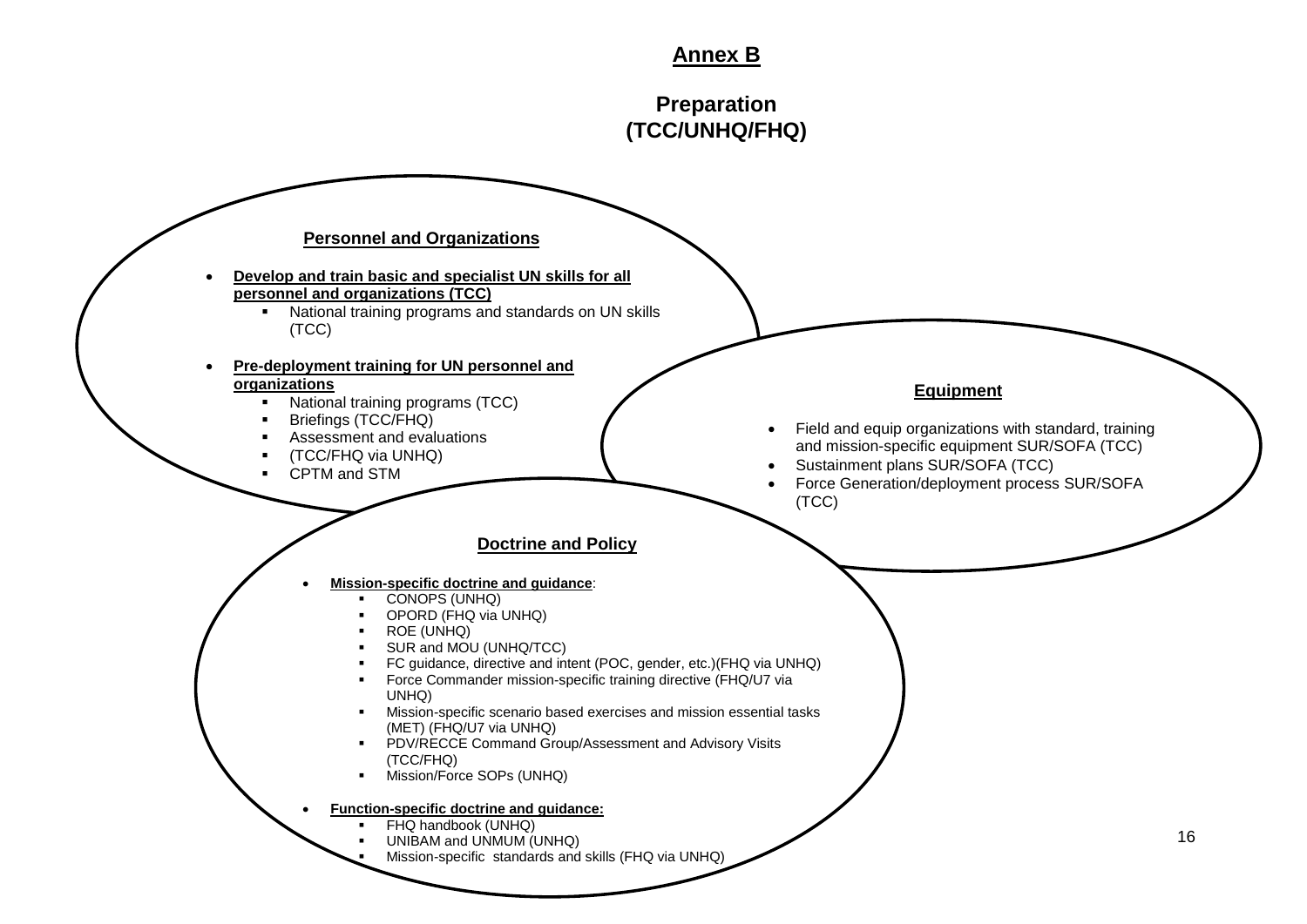# Annex B

## Preparation (TCC/UNHQ/FHQ)

### Personnel and Organizations

- **Develop and train basic and specialist UN skills for all personnel and organizations (TCC)**
  - National training programs and standards on UN skills (TCC)
- **Pre-deployment training for UN personnel and organizations**
  - National training programs (TCC)
  - Briefings (TCC/FHQ)
  - Assessment and evaluations
  - (TCC/FHQ via UNHQ)
  - CPTM and STM

### Equipment

- Field and equip organizations with standard, training and mission-specific equipment SUR/SOFA (TCC)
- Sustainment plans SUR/SOFA (TCC)
- Force Generation/deployment process SUR/SOFA (TCC)

### Doctrine and Policy

- **Mission-specific doctrine and guidance**:
  - CONOPS (UNHQ)
  - OPORD (FHQ via UNHQ)
  - ROE (UNHQ)
  - SUR and MOU (UNHQ/TCC)
  - FC guidance, directive and intent (POC, gender, etc.)(FHQ via UNHQ)
  - Force Commander mission-specific training directive (FHQ/U7 via UNHQ)
  - Mission-specific scenario based exercises and mission essential tasks (MET) (FHQ/U7 via UNHQ)
  - PDV/RECCE Command Group/Assessment and Advisory Visits (TCC/FHQ)
  - Mission/Force SOPs (UNHQ)
- **Function-specific doctrine and guidance:**
  - FHQ handbook (UNHQ)
  - UNIBAM and UNMUM (UNHQ)
  - Mission-specific standards and skills (FHQ via UNHQ)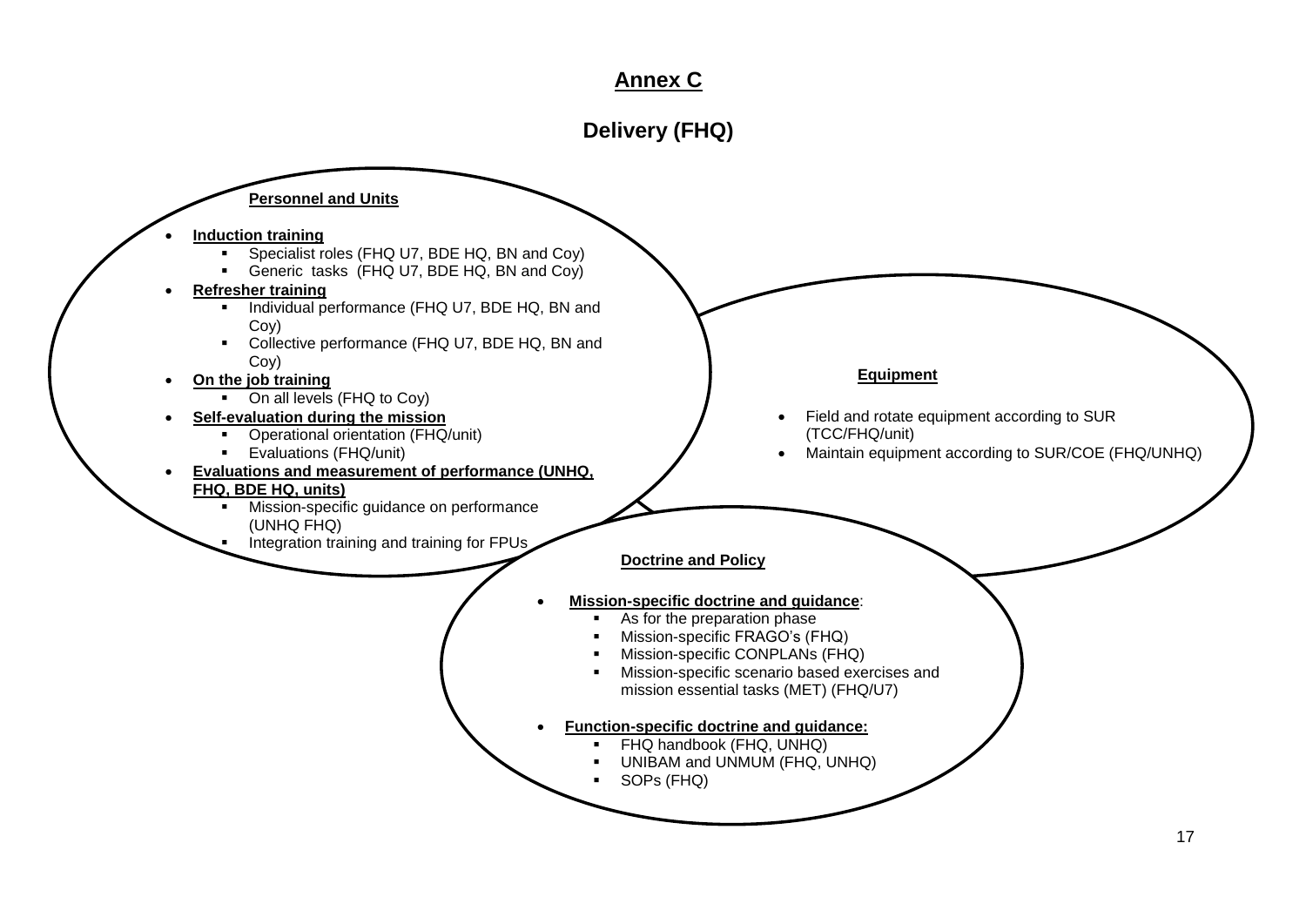## Annex C

## Delivery (FHQ)

**Personnel and Units**

- **Induction training**
  - Specialist roles (FHQ U7, BDE HQ, BN and Coy)
  - Generic tasks (FHQ U7, BDE HQ, BN and Coy)
- **Refresher training**
  - Individual performance (FHQ U7, BDE HQ, BN and Coy)
  - Collective performance (FHQ U7, BDE HQ, BN and Coy)
- **On the job training**
  - On all levels (FHQ to Coy)
- **Self-evaluation during the mission**
  - Operational orientation (FHQ/unit)
  - Evaluations (FHQ/unit)
- **Evaluations and measurement of performance (UNHQ, FHQ, BDE HQ, units)**
  - Mission-specific guidance on performance (UNHQ FHQ)
  - Integration training and training for FPUs

**Equipment**

- Field and rotate equipment according to SUR (TCC/FHQ/unit)
- Maintain equipment according to SUR/COE (FHQ/UNHQ)

**Doctrine and Policy**

- **Mission-specific doctrine and guidance**:
  - As for the preparation phase
  - Mission-specific FRAGO's (FHQ)
  - Mission-specific CONPLANs (FHQ)
  - Mission-specific scenario based exercises and mission essential tasks (MET) (FHQ/U7)
- **Function-specific doctrine and guidance:**
  - FHQ handbook (FHQ, UNHQ)
  - UNIBAM and UNMUM (FHQ, UNHQ)
  - SOPs (FHQ)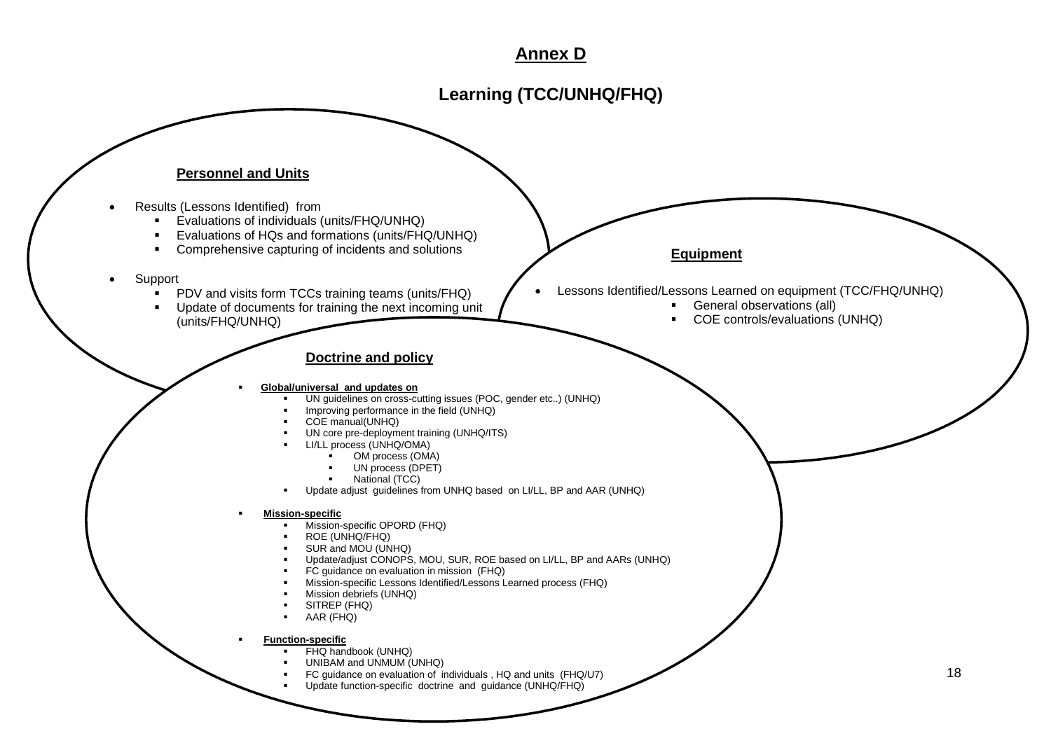# Annex D

## Learning (TCC/UNHQ/FHQ)

### Personnel and Units

- Results (Lessons Identified) from
  - Evaluations of individuals (units/FHQ/UNHQ)
  - Evaluations of HQs and formations (units/FHQ/UNHQ)
  - Comprehensive capturing of incidents and solutions
- Support
  - PDV and visits form TCCs training teams (units/FHQ)
  - Update of documents for training the next incoming unit (units/FHQ/UNHQ)

### Equipment

- Lessons Identified/Lessons Learned on equipment (TCC/FHQ/UNHQ)
  - General observations (all)
  - COE controls/evaluations (UNHQ)

### Doctrine and policy

- **Global/universal and updates on**
  - UN guidelines on cross-cutting issues (POC, gender etc..) (UNHQ)
  - Improving performance in the field (UNHQ)
  - COE manual(UNHQ)
  - UN core pre-deployment training (UNHQ/ITS)
  - LI/LL process (UNHQ/OMA)
    - OM process (OMA)
    - UN process (DPET)
    - National (TCC)
  - Update adjust guidelines from UNHQ based on LI/LL, BP and AAR (UNHQ)
- **Mission-specific**
  - Mission-specific OPORD (FHQ)
  - ROE (UNHQ/FHQ)
  - SUR and MOU (UNHQ)
  - Update/adjust CONOPS, MOU, SUR, ROE based on LI/LL, BP and AARs (UNHQ)
  - FC guidance on evaluation in mission (FHQ)
  - Mission-specific Lessons Identified/Lessons Learned process (FHQ)
  - Mission debriefs (UNHQ)
  - SITREP (FHQ)
  - AAR (FHQ)
- **Function-specific**
  - FHQ handbook (UNHQ)
  - UNIBAM and UNMUM (UNHQ)
  - FC guidance on evaluation of individuals , HQ and units (FHQ/U7)
  - Update function-specific doctrine and guidance (UNHQ/FHQ)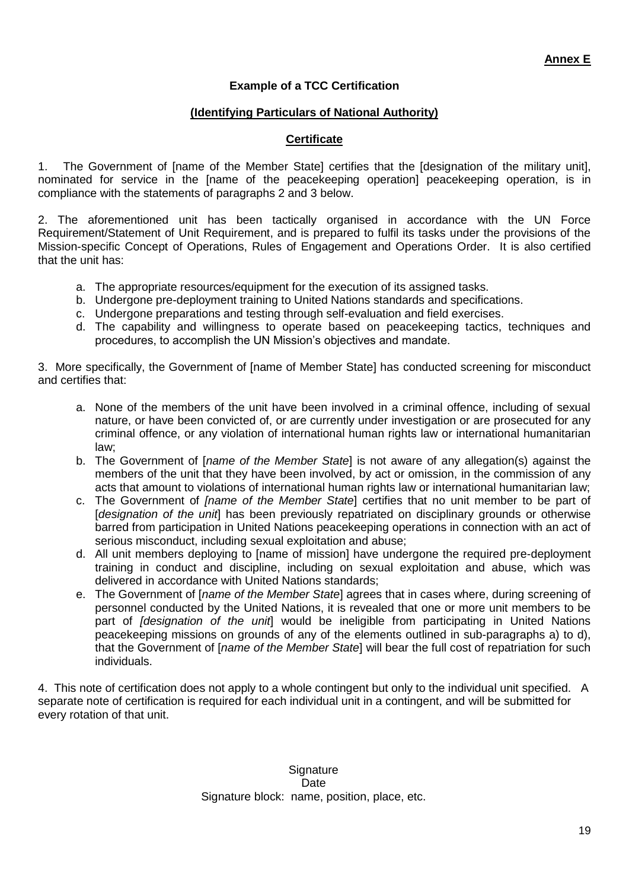**Annex E**

**Example of a TCC Certification**

**(Identifying Particulars of National Authority)**

**Certificate**

1. The Government of [name of the Member State] certifies that the [designation of the military unit], nominated for service in the [name of the peacekeeping operation] peacekeeping operation, is in compliance with the statements of paragraphs 2 and 3 below.

2. The aforementioned unit has been tactically organised in accordance with the UN Force Requirement/Statement of Unit Requirement, and is prepared to fulfil its tasks under the provisions of the Mission-specific Concept of Operations, Rules of Engagement and Operations Order. It is also certified that the unit has:

   a. The appropriate resources/equipment for the execution of its assigned tasks.
   b. Undergone pre-deployment training to United Nations standards and specifications.
   c. Undergone preparations and testing through self-evaluation and field exercises.
   d. The capability and willingness to operate based on peacekeeping tactics, techniques and procedures, to accomplish the UN Mission's objectives and mandate.

3. More specifically, the Government of [name of Member State] has conducted screening for misconduct and certifies that:

   a. None of the members of the unit have been involved in a criminal offence, including of sexual nature, or have been convicted of, or are currently under investigation or are prosecuted for any criminal offence, or any violation of international human rights law or international humanitarian law;
   b. The Government of [*name of the Member State*] is not aware of any allegation(s) against the members of the unit that they have been involved, by act or omission, in the commission of any acts that amount to violations of international human rights law or international humanitarian law;
   c. The Government of *[name of the Member State*] certifies that no unit member to be part of [*designation of the unit*] has been previously repatriated on disciplinary grounds or otherwise barred from participation in United Nations peacekeeping operations in connection with an act of serious misconduct, including sexual exploitation and abuse;
   d. All unit members deploying to [name of mission] have undergone the required pre-deployment training in conduct and discipline, including on sexual exploitation and abuse, which was delivered in accordance with United Nations standards;
   e. The Government of [*name of the Member State*] agrees that in cases where, during screening of personnel conducted by the United Nations, it is revealed that one or more unit members to be part of *[designation of the unit*] would be ineligible from participating in United Nations peacekeeping missions on grounds of any of the elements outlined in sub-paragraphs a) to d), that the Government of [*name of the Member State*] will bear the full cost of repatriation for such individuals.

4. This note of certification does not apply to a whole contingent but only to the individual unit specified. A separate note of certification is required for each individual unit in a contingent, and will be submitted for every rotation of that unit.

Signature
Date
Signature block: name, position, place, etc.